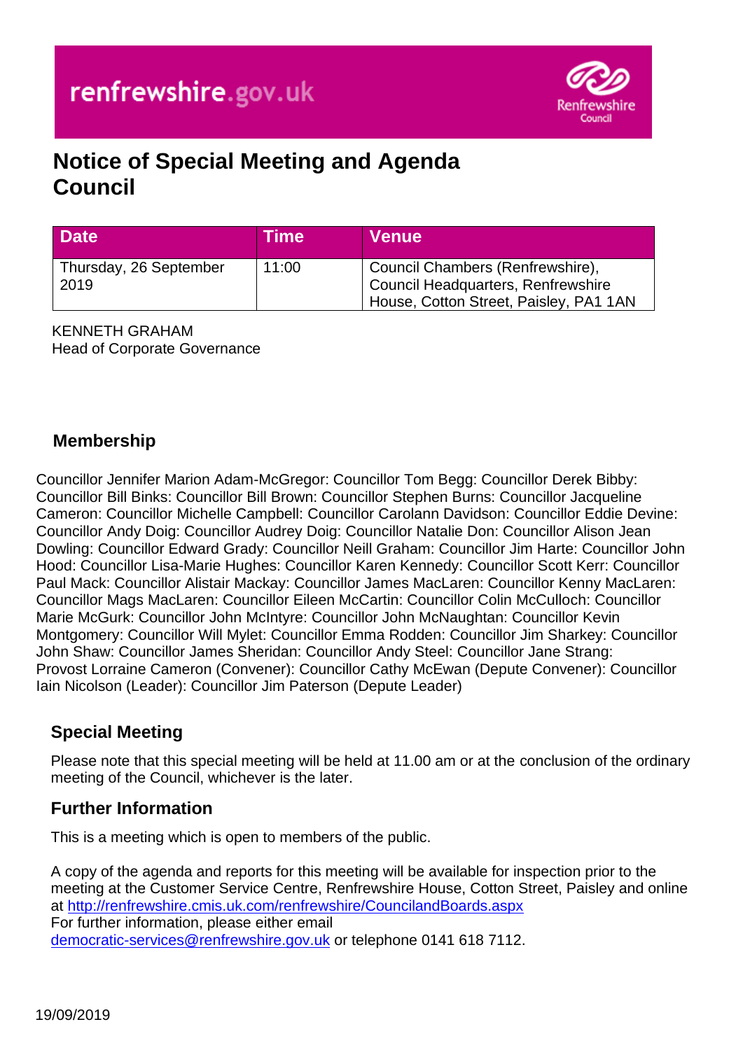renfrewshire.gov.uk

# Notice of Special Meeting and Agenda Council

| Date | Time | Venue |
| --- | --- | --- |
| Thursday, 26 September 2019 | 11:00 | Council Chambers (Renfrewshire), Council Headquarters, Renfrewshire House, Cotton Street, Paisley, PA1 1AN |

KENNETH GRAHAM
Head of Corporate Governance

## Membership

Councillor Jennifer Marion Adam-McGregor: Councillor Tom Begg: Councillor Derek Bibby: Councillor Bill Binks: Councillor Bill Brown: Councillor Stephen Burns: Councillor Jacqueline Cameron: Councillor Michelle Campbell: Councillor Carolann Davidson: Councillor Eddie Devine: Councillor Andy Doig: Councillor Audrey Doig: Councillor Natalie Don: Councillor Alison Jean Dowling: Councillor Edward Grady: Councillor Neill Graham: Councillor Jim Harte: Councillor John Hood: Councillor Lisa-Marie Hughes: Councillor Karen Kennedy: Councillor Scott Kerr: Councillor Paul Mack: Councillor Alistair Mackay: Councillor James MacLaren: Councillor Kenny MacLaren: Councillor Mags MacLaren: Councillor Eileen McCartin: Councillor Colin McCulloch: Councillor Marie McGurk: Councillor John McIntyre: Councillor John McNaughtan: Councillor Kevin Montgomery: Councillor Will Mylet: Councillor Emma Rodden: Councillor Jim Sharkey: Councillor John Shaw: Councillor James Sheridan: Councillor Andy Steel: Councillor Jane Strang: Provost Lorraine Cameron (Convener): Councillor Cathy McEwan (Depute Convener): Councillor Iain Nicolson (Leader): Councillor Jim Paterson (Depute Leader)

## Special Meeting

Please note that this special meeting will be held at 11.00 am or at the conclusion of the ordinary meeting of the Council, whichever is the later.

## Further Information

This is a meeting which is open to members of the public.

A copy of the agenda and reports for this meeting will be available for inspection prior to the meeting at the Customer Service Centre, Renfrewshire House, Cotton Street, Paisley and online at http://renfrewshire.cmis.uk.com/renfrewshire/CouncilandBoards.aspx
For further information, please either email democratic-services@renfrewshire.gov.uk or telephone 0141 618 7112.

19/09/2019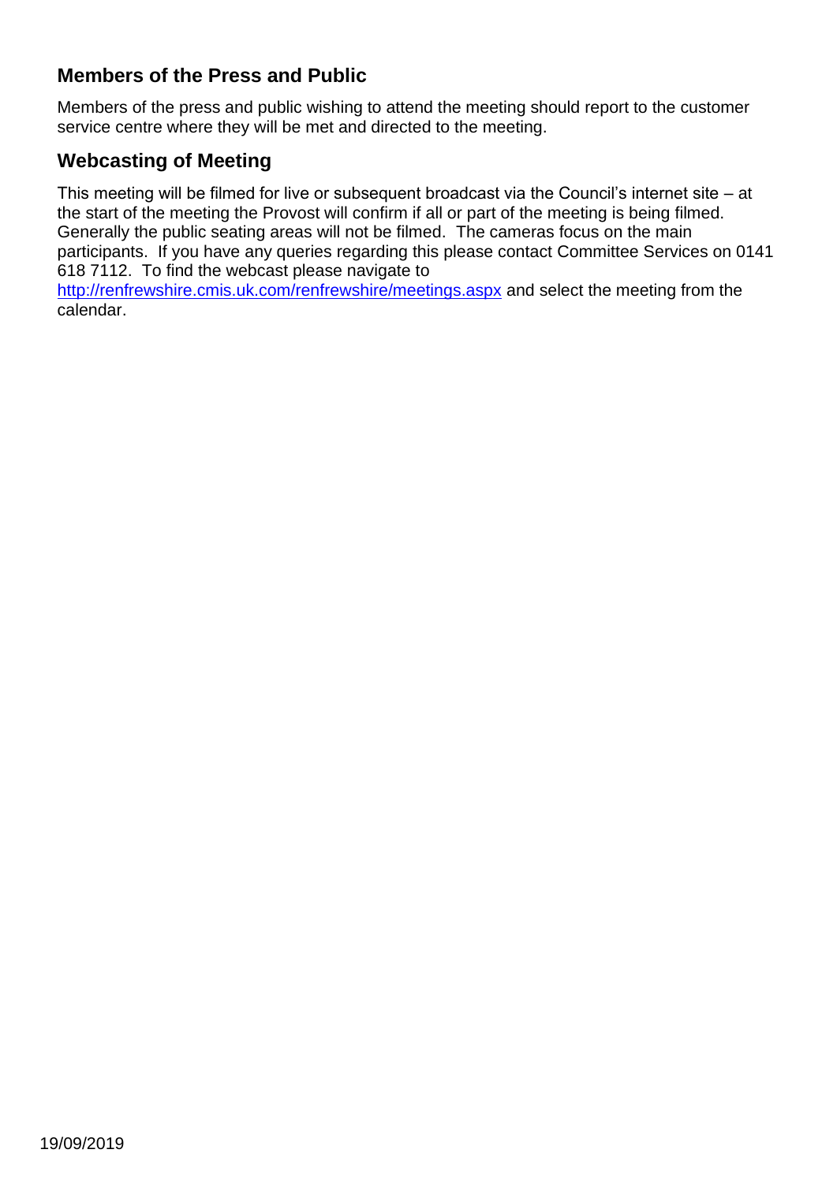## Members of the Press and Public

Members of the press and public wishing to attend the meeting should report to the customer service centre where they will be met and directed to the meeting.

## Webcasting of Meeting

This meeting will be filmed for live or subsequent broadcast via the Council's internet site – at the start of the meeting the Provost will confirm if all or part of the meeting is being filmed. Generally the public seating areas will not be filmed. The cameras focus on the main participants. If you have any queries regarding this please contact Committee Services on 0141 618 7112. To find the webcast please navigate to http://renfrewshire.cmis.uk.com/renfrewshire/meetings.aspx and select the meeting from the calendar.

19/09/2019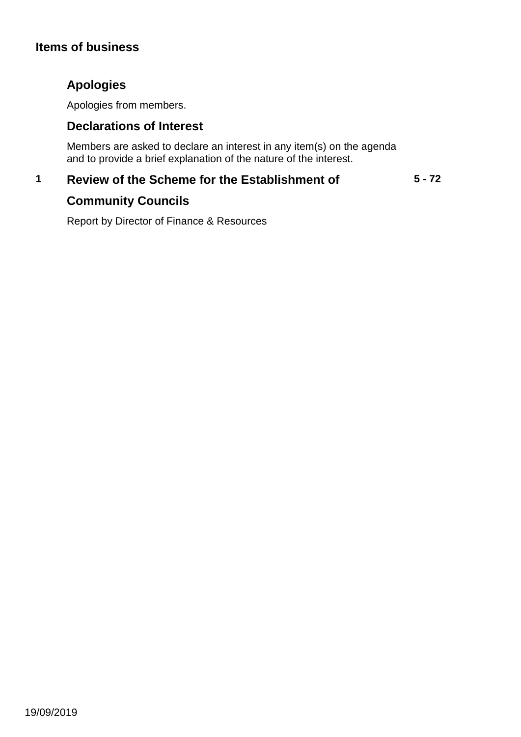## Items of business

### Apologies

Apologies from members.

### Declarations of Interest

Members are asked to declare an interest in any item(s) on the agenda and to provide a brief explanation of the nature of the interest.

### 1 Review of the Scheme for the Establishment of Community Councils — 5 - 72

Report by Director of Finance & Resources

19/09/2019